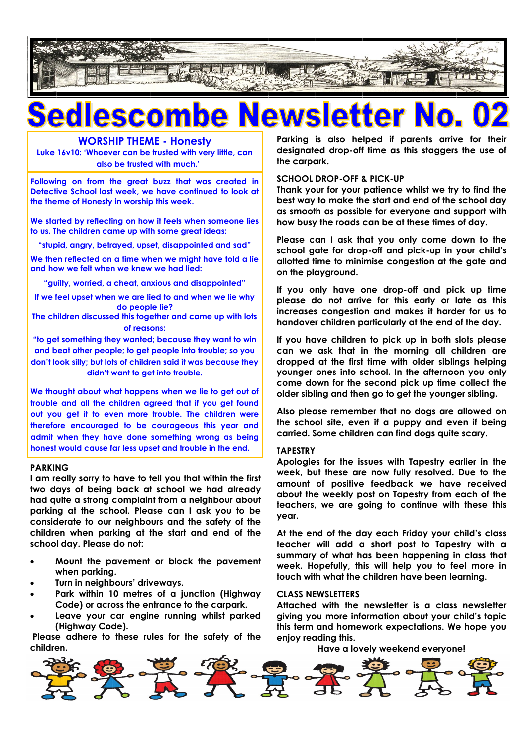# Sedlescombe Newsletter No. 02

## WORSHIP THEME - Honesty

Luke 16v10: 'Whoever can be trusted with very little, can also be trusted with much.'

Following on from the great buzz that was created in Detective School last week, we have continued to look at the theme of Honesty in worship this week.

We started by reflecting on how it feels when someone lies to us. The children came up with some great ideas:

"stupid, angry, betrayed, upset, disappointed and sad"

We then reflected on a time when we might have told a lie and how we felt when we knew we had lied:

"guilty, worried, a cheat, anxious and disappointed"

If we feel upset when we are lied to and when we lie why do people lie?

The children discussed this together and came up with lots of reasons:

"to get something they wanted; because they want to win and beat other people; to get people into trouble; so you don't look silly; but lots of children said it was because they didn't want to get into trouble.

We thought about what happens when we lie to get out of trouble and all the children agreed that if you get found out you get it to even more trouble. The children were therefore encouraged to be courageous this year and admit when they have done something wrong as being honest would cause far less upset and trouble in the end.

## PARKING

I am really sorry to have to tell you that within the first two days of being back at school we had already had quite a strong complaint from a neighbour about parking at the school. Please can I ask you to be considerate to our neighbours and the safety of the children when parking at the start and end of the school day. Please do not:

- Mount the pavement or block the pavement when parking.
- Turn in neighbours' driveways.
- Park within 10 metres of a junction (Highway Code) or across the entrance to the carpark.
- Leave your car engine running whilst parked (Highway Code).

Please adhere to these rules for the safety of the children.

Parking is also helped if parents arrive for their designated drop-off time as this staggers the use of the carpark.

## SCHOOL DROP-OFF & PICK-UP

Thank your for your patience whilst we try to find the best way to make the start and end of the school day as smooth as possible for everyone and support with how busy the roads can be at these times of day.

Please can I ask that you only come down to the school gate for drop-off and pick-up in your child's allotted time to minimise congestion at the gate and on the playground.

If you only have one drop-off and pick up time please do not arrive for this early or late as this increases congestion and makes it harder for us to handover children particularly at the end of the day.

If you have children to pick up in both slots please can we ask that in the morning all children are dropped at the first time with older siblings helping younger ones into school. In the afternoon you only come down for the second pick up time collect the older sibling and then go to get the younger sibling.

Also please remember that no dogs are allowed on the school site, even if a puppy and even if being carried. Some children can find dogs quite scary.

## TAPESTRY

Apologies for the issues with Tapestry earlier in the week, but these are now fully resolved. Due to the amount of positive feedback we have received about the weekly post on Tapestry from each of the teachers, we are going to continue with these this year.

At the end of the day each Friday your child's class teacher will add a short post to Tapestry with a summary of what has been happening in class that week. Hopefully, this will help you to feel more in touch with what the children have been learning.

## CLASS NEWSLETTERS

Attached with the newsletter is a class newsletter giving you more information about your child's topic this term and homework expectations. We hope you enjoy reading this.

Have a lovely weekend everyone!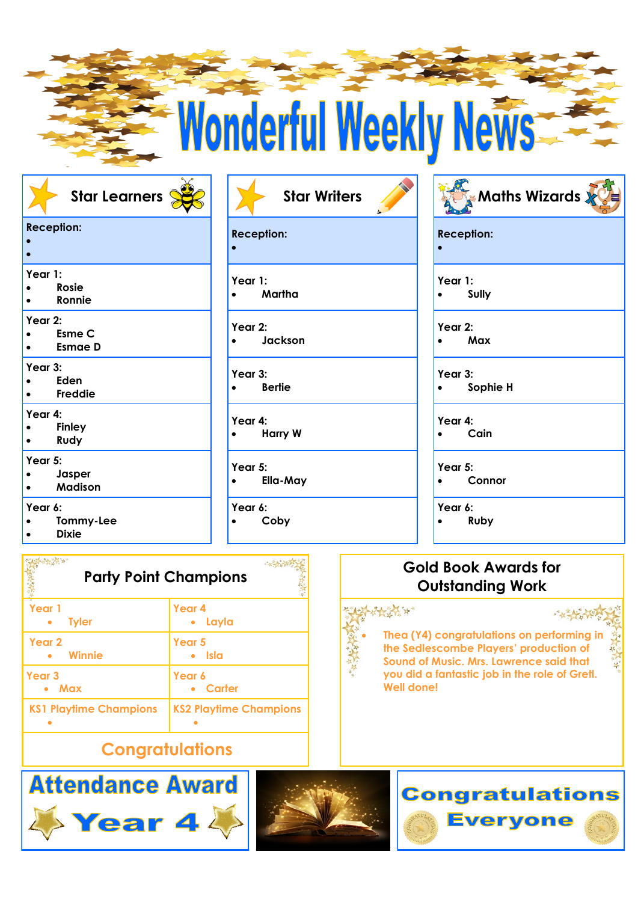# Wonderful Weekly News

## Star Learners

**Reception:**
- 
- 

**Year 1:**
- Rosie
- Ronnie

**Year 2:**
- Esme C
- Esmae D

**Year 3:**
- Eden
- Freddie

**Year 4:**
- Finley
- Rudy

**Year 5:**
- Jasper
- Madison

**Year 6:**
- Tommy-Lee
- Dixie

## Star Writers

**Reception:**
- 

**Year 1:**
- Martha

**Year 2:**
- Jackson

**Year 3:**
- Bertie

**Year 4:**
- Harry W

**Year 5:**
- Ella-May

**Year 6:**
- Coby

## Maths Wizards

**Reception:**
- 

**Year 1:**
- Sully

**Year 2:**
- Max

**Year 3:**
- Sophie H

**Year 4:**
- Cain

**Year 5:**
- Connor

**Year 6:**
- Ruby

## Party Point Champions

| | |
|---|---|
| Year 1<br>• Tyler | Year 4<br>• Layla |
| Year 2<br>• Winnie | Year 5<br>• Isla |
| Year 3<br>• Max | Year 6<br>• Carter |
| KS1 Playtime Champions<br>• | KS2 Playtime Champions<br>• |

Congratulations

## Gold Book Awards for Outstanding Work

- Thea (Y4) congratulations on performing in the Sedlescombe Players' production of Sound of Music. Mrs. Lawrence said that you did a fantastic job in the role of Gretl. Well done!

## Attendance Award

**Year 4**

**Congratulations Everyone**